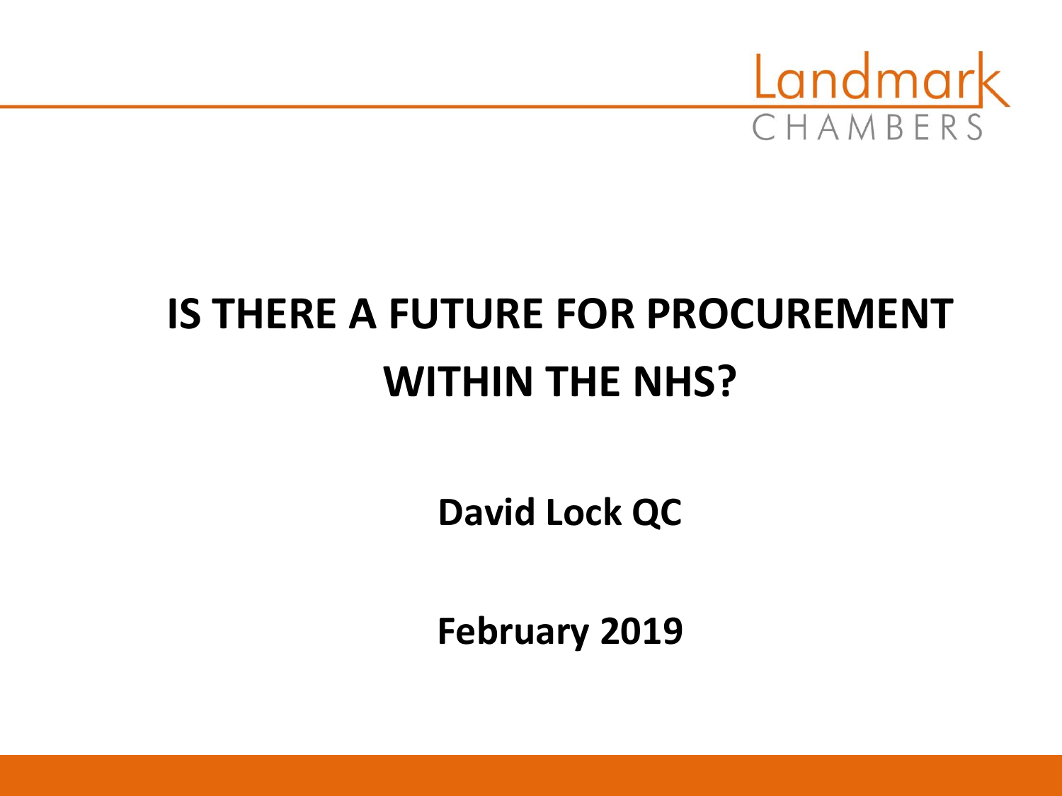Landmark CHAMBERS

# IS THERE A FUTURE FOR PROCUREMENT WITHIN THE NHS?

**David Lock QC**

**February 2019**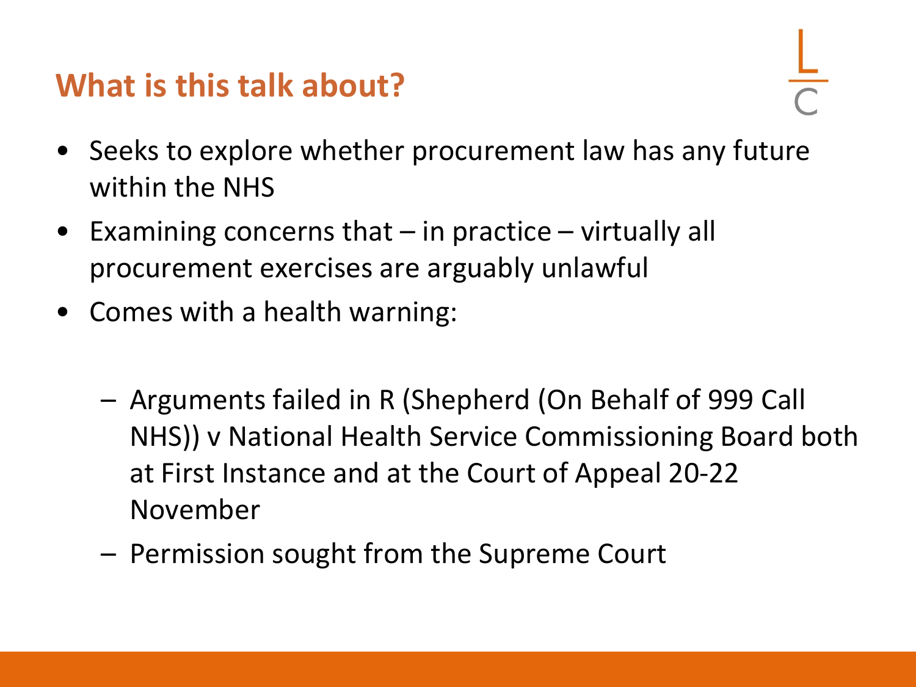## What is this talk about?

- Seeks to explore whether procurement law has any future within the NHS
- Examining concerns that – in practice – virtually all procurement exercises are arguably unlawful
- Comes with a health warning:
  - Arguments failed in R (Shepherd (On Behalf of 999 Call NHS)) v National Health Service Commissioning Board both at First Instance and at the Court of Appeal 20-22 November
  - Permission sought from the Supreme Court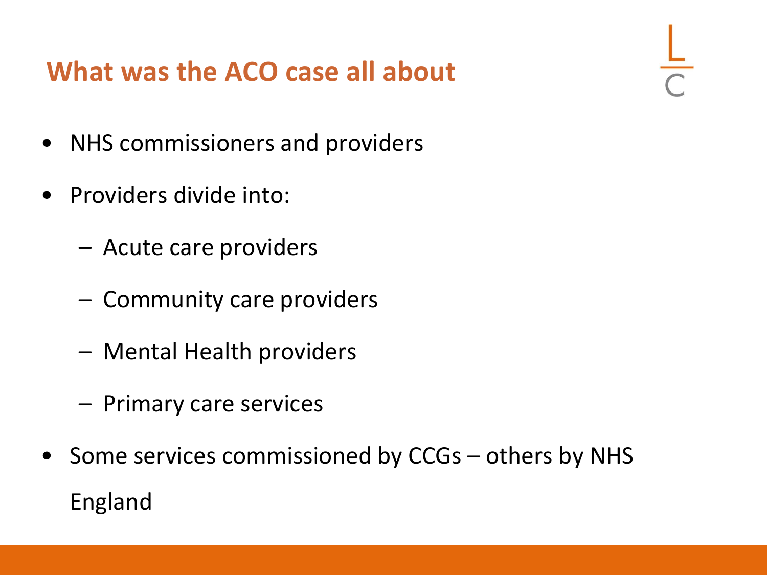## What was the ACO case all about

- NHS commissioners and providers
- Providers divide into:
  - Acute care providers
  - Community care providers
  - Mental Health providers
  - Primary care services
- Some services commissioned by CCGs – others by NHS England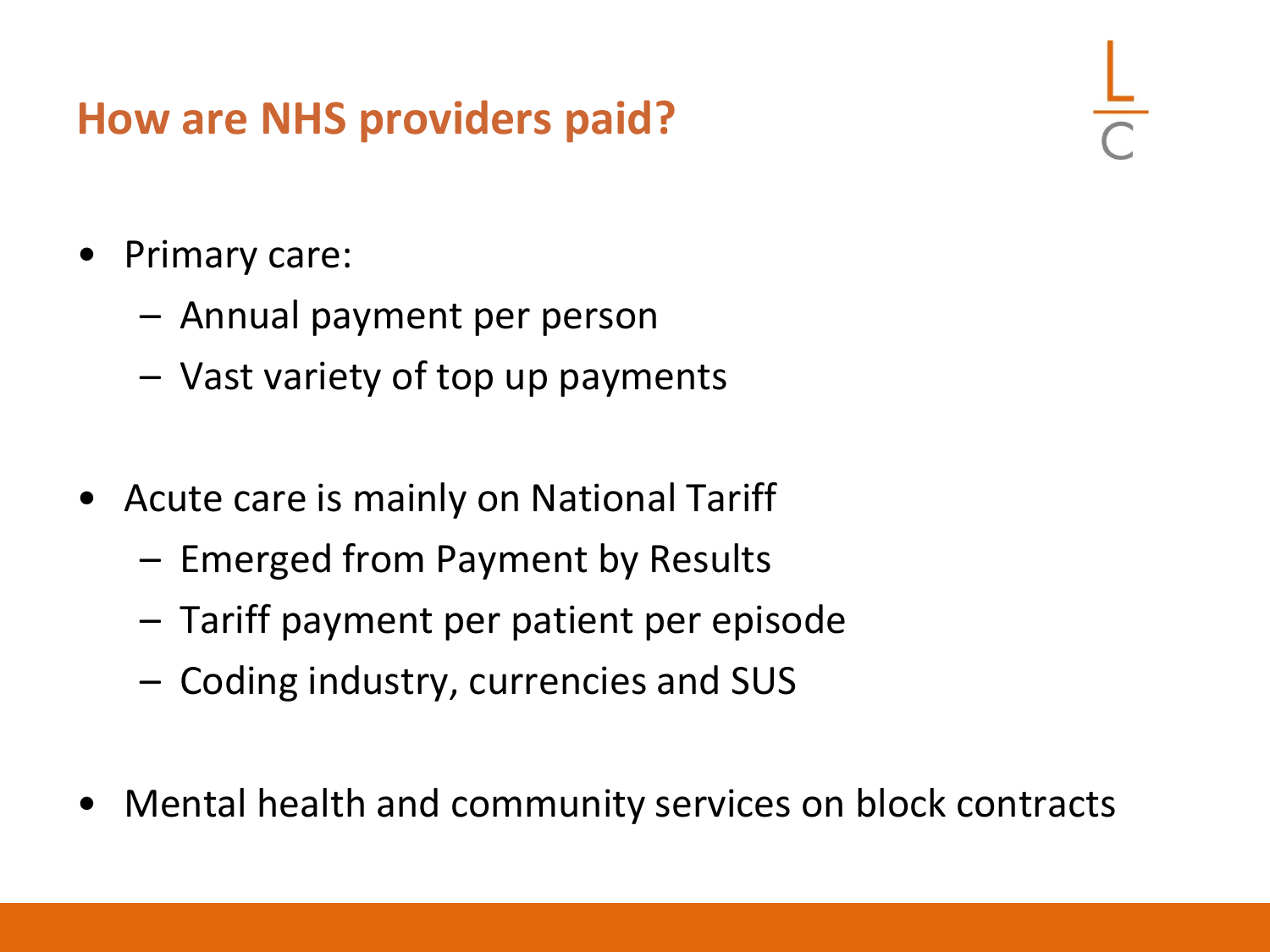## How are NHS providers paid?

- Primary care:
  - Annual payment per person
  - Vast variety of top up payments

- Acute care is mainly on National Tariff
  - Emerged from Payment by Results
  - Tariff payment per patient per episode
  - Coding industry, currencies and SUS

- Mental health and community services on block contracts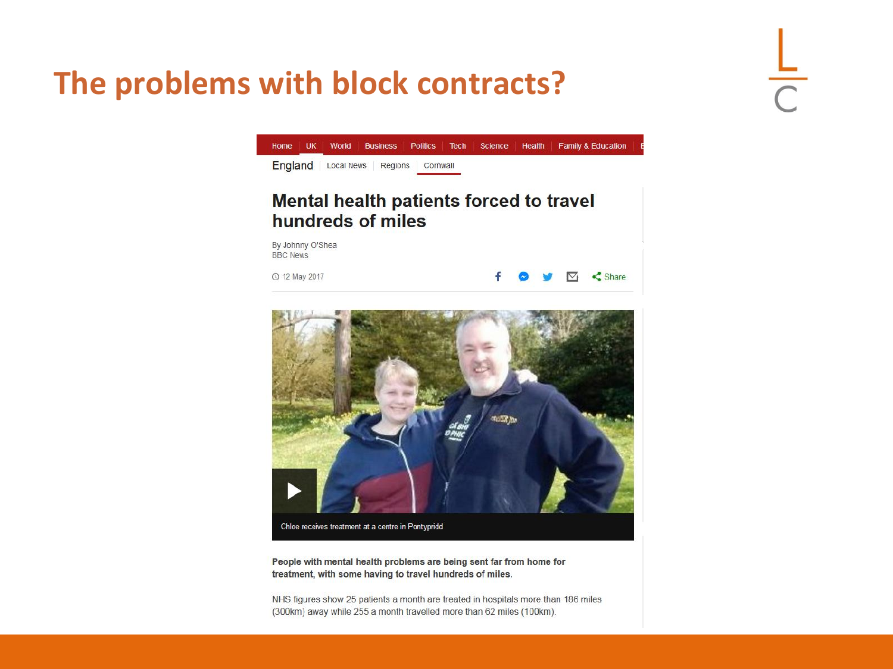# The problems with block contracts?

Home | UK | World | Business | Politics | Tech | Science | Health | Family & Education

England | Local News | Regions | Cornwall

## Mental health patients forced to travel hundreds of miles

By Johnny O'Shea
BBC News

12 May 2017

Share

Chloe receives treatment at a centre in Pontypridd

**People with mental health problems are being sent far from home for treatment, with some having to travel hundreds of miles.**

NHS figures show 25 patients a month are treated in hospitals more than 186 miles (300km) away while 255 a month travelled more than 62 miles (100km).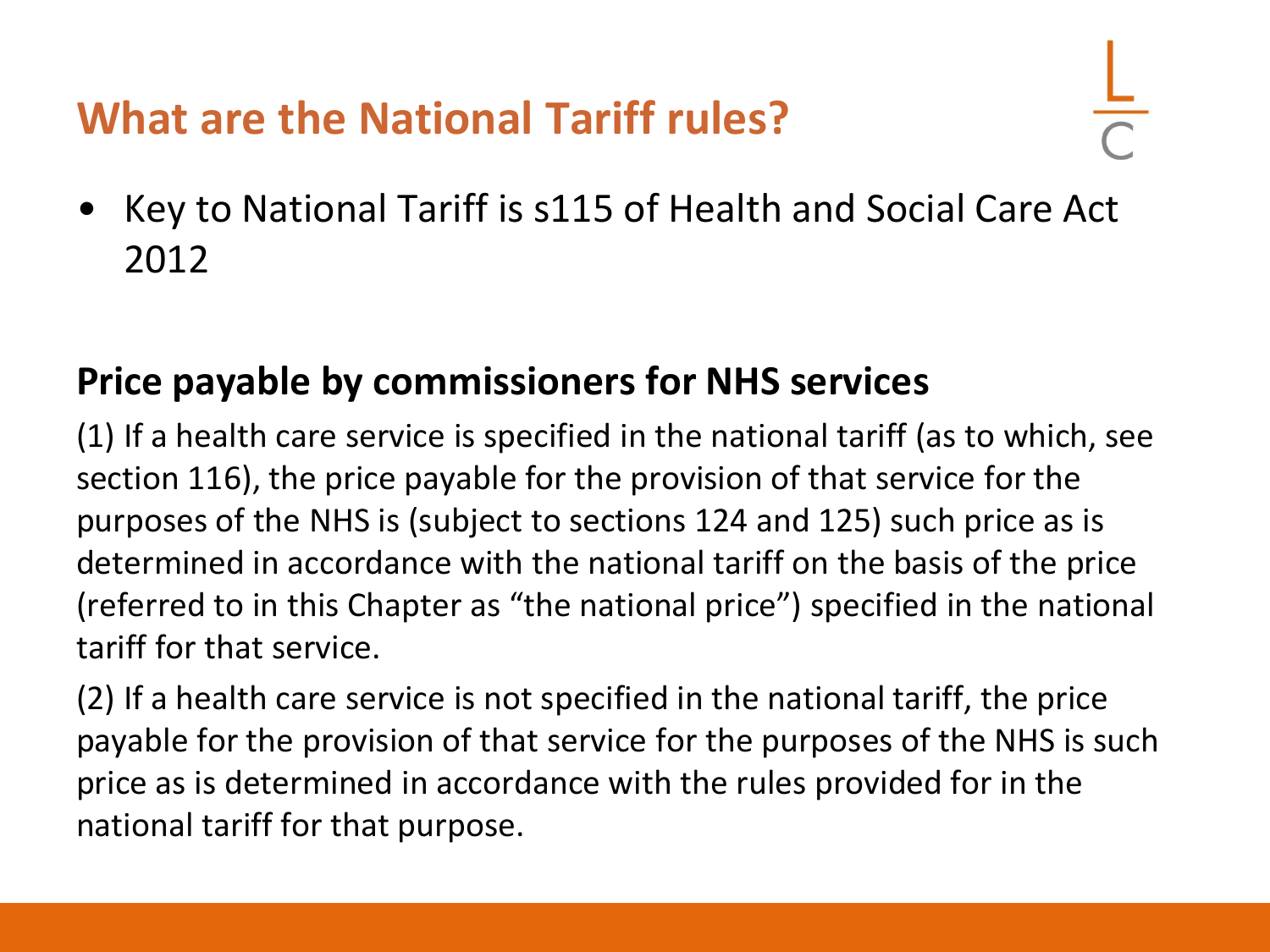# What are the National Tariff rules?

- Key to National Tariff is s115 of Health and Social Care Act 2012

## Price payable by commissioners for NHS services

(1) If a health care service is specified in the national tariff (as to which, see section 116), the price payable for the provision of that service for the purposes of the NHS is (subject to sections 124 and 125) such price as is determined in accordance with the national tariff on the basis of the price (referred to in this Chapter as "the national price") specified in the national tariff for that service.

(2) If a health care service is not specified in the national tariff, the price payable for the provision of that service for the purposes of the NHS is such price as is determined in accordance with the rules provided for in the national tariff for that purpose.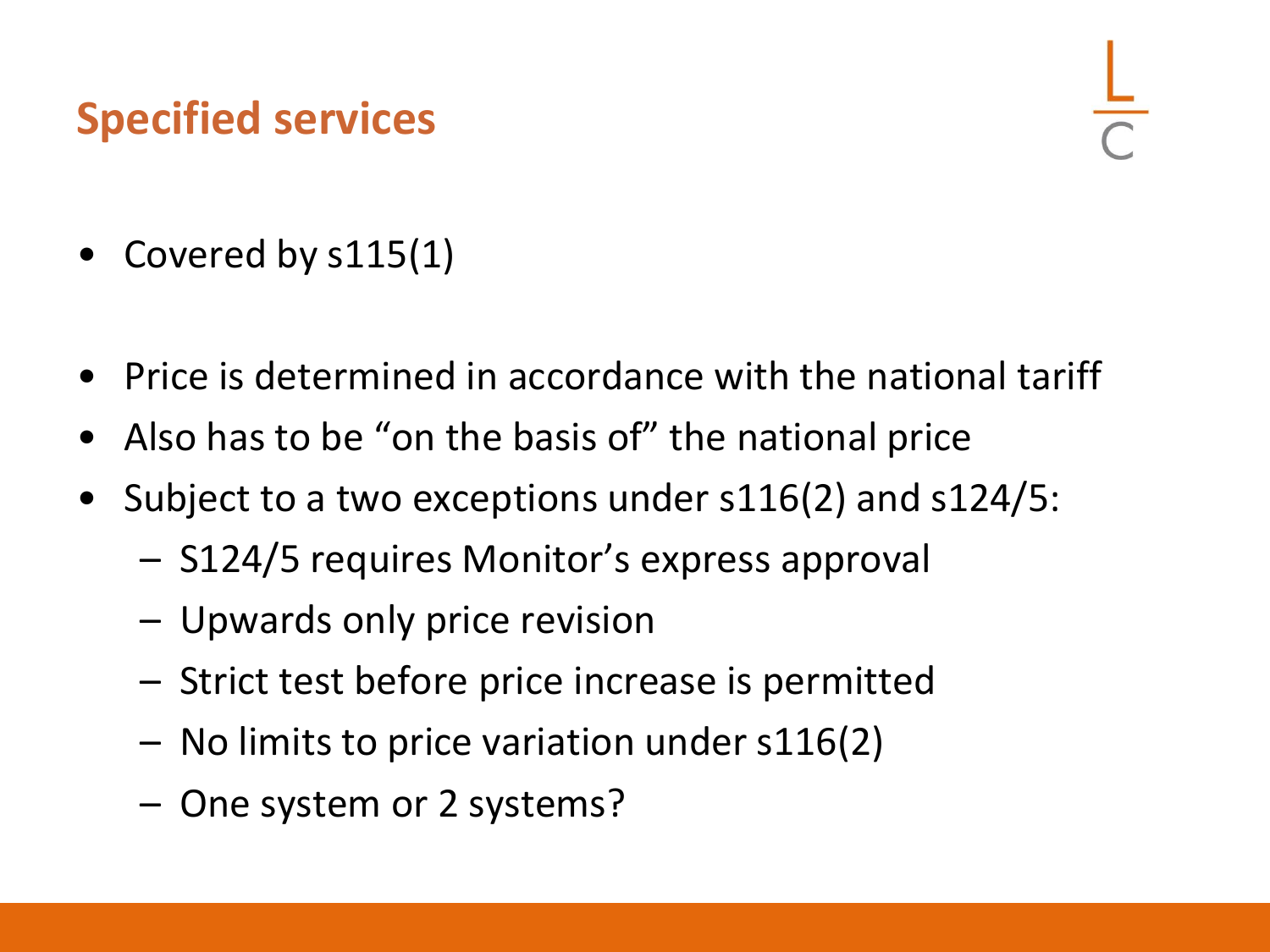## Specified services

- Covered by s115(1)
- Price is determined in accordance with the national tariff
- Also has to be "on the basis of" the national price
- Subject to a two exceptions under s116(2) and s124/5:
  - S124/5 requires Monitor's express approval
  - Upwards only price revision
  - Strict test before price increase is permitted
  - No limits to price variation under s116(2)
  - One system or 2 systems?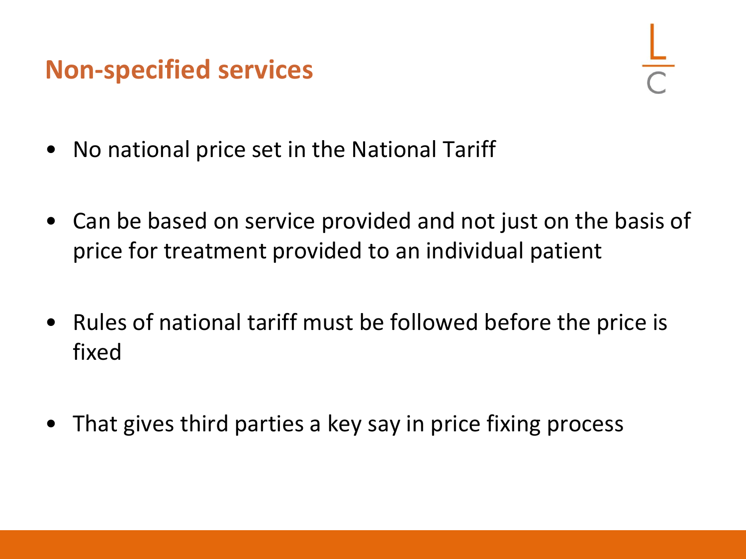## Non-specified services

- No national price set in the National Tariff

- Can be based on service provided and not just on the basis of price for treatment provided to an individual patient

- Rules of national tariff must be followed before the price is fixed

- That gives third parties a key say in price fixing process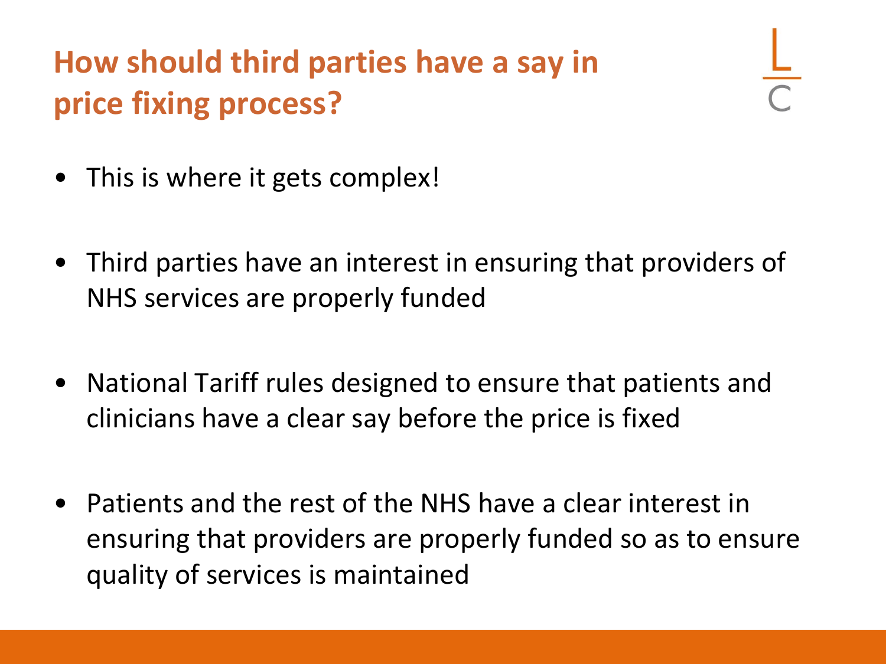# How should third parties have a say in price fixing process?

- This is where it gets complex!

- Third parties have an interest in ensuring that providers of NHS services are properly funded

- National Tariff rules designed to ensure that patients and clinicians have a clear say before the price is fixed

- Patients and the rest of the NHS have a clear interest in ensuring that providers are properly funded so as to ensure quality of services is maintained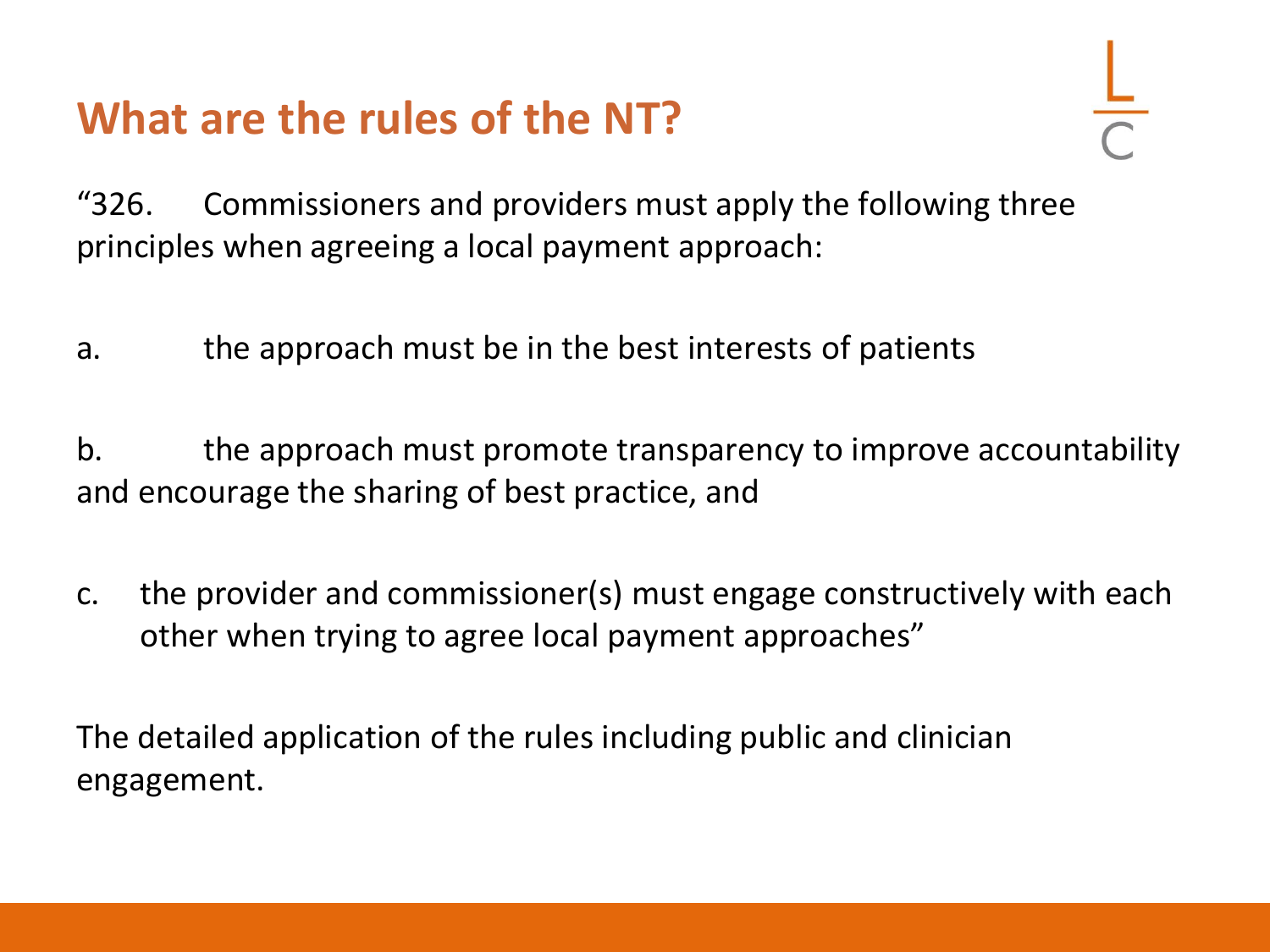# What are the rules of the NT?

"326. Commissioners and providers must apply the following three principles when agreeing a local payment approach:

a. the approach must be in the best interests of patients

b. the approach must promote transparency to improve accountability and encourage the sharing of best practice, and

c. the provider and commissioner(s) must engage constructively with each other when trying to agree local payment approaches"

The detailed application of the rules including public and clinician engagement.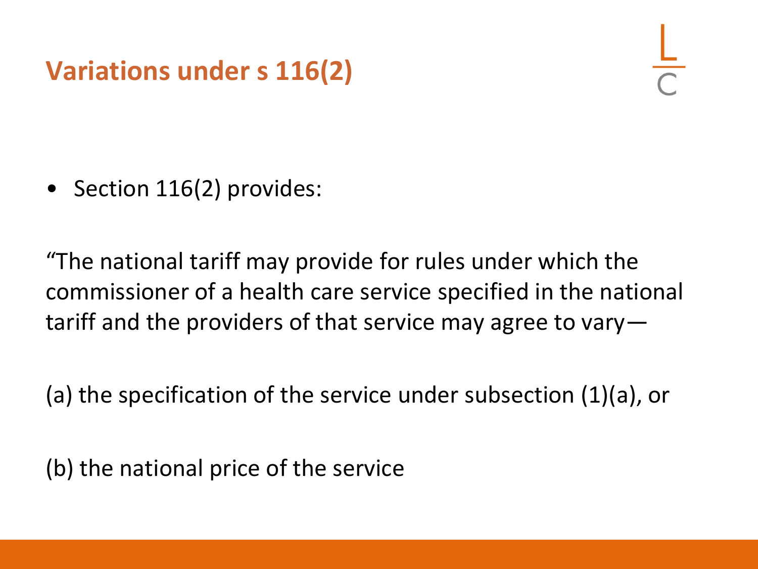## Variations under s 116(2)

- Section 116(2) provides:

"The national tariff may provide for rules under which the commissioner of a health care service specified in the national tariff and the providers of that service may agree to vary—

(a) the specification of the service under subsection (1)(a), or

(b) the national price of the service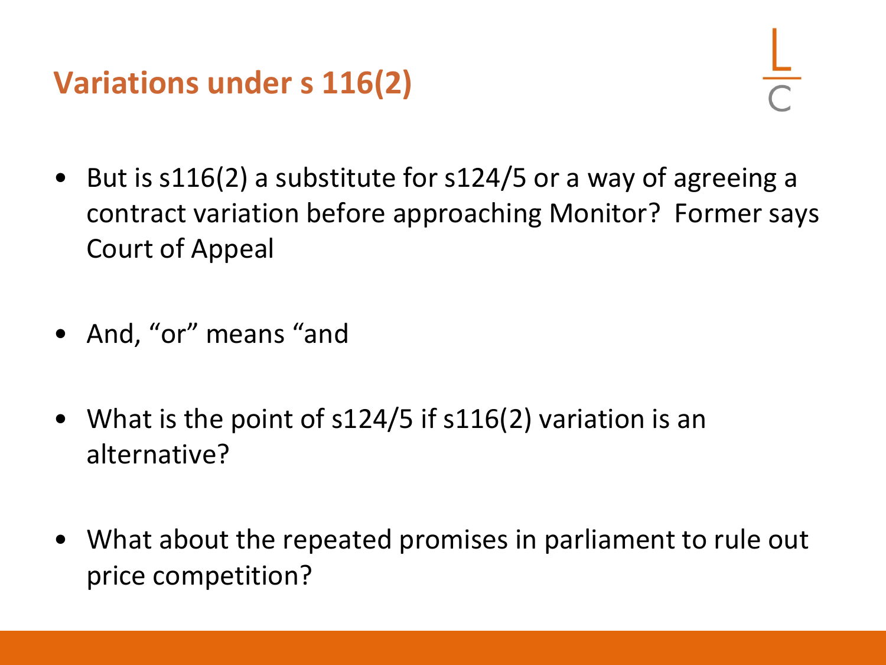# Variations under s 116(2)

- But is s116(2) a substitute for s124/5 or a way of agreeing a contract variation before approaching Monitor? Former says Court of Appeal

- And, "or" means "and

- What is the point of s124/5 if s116(2) variation is an alternative?

- What about the repeated promises in parliament to rule out price competition?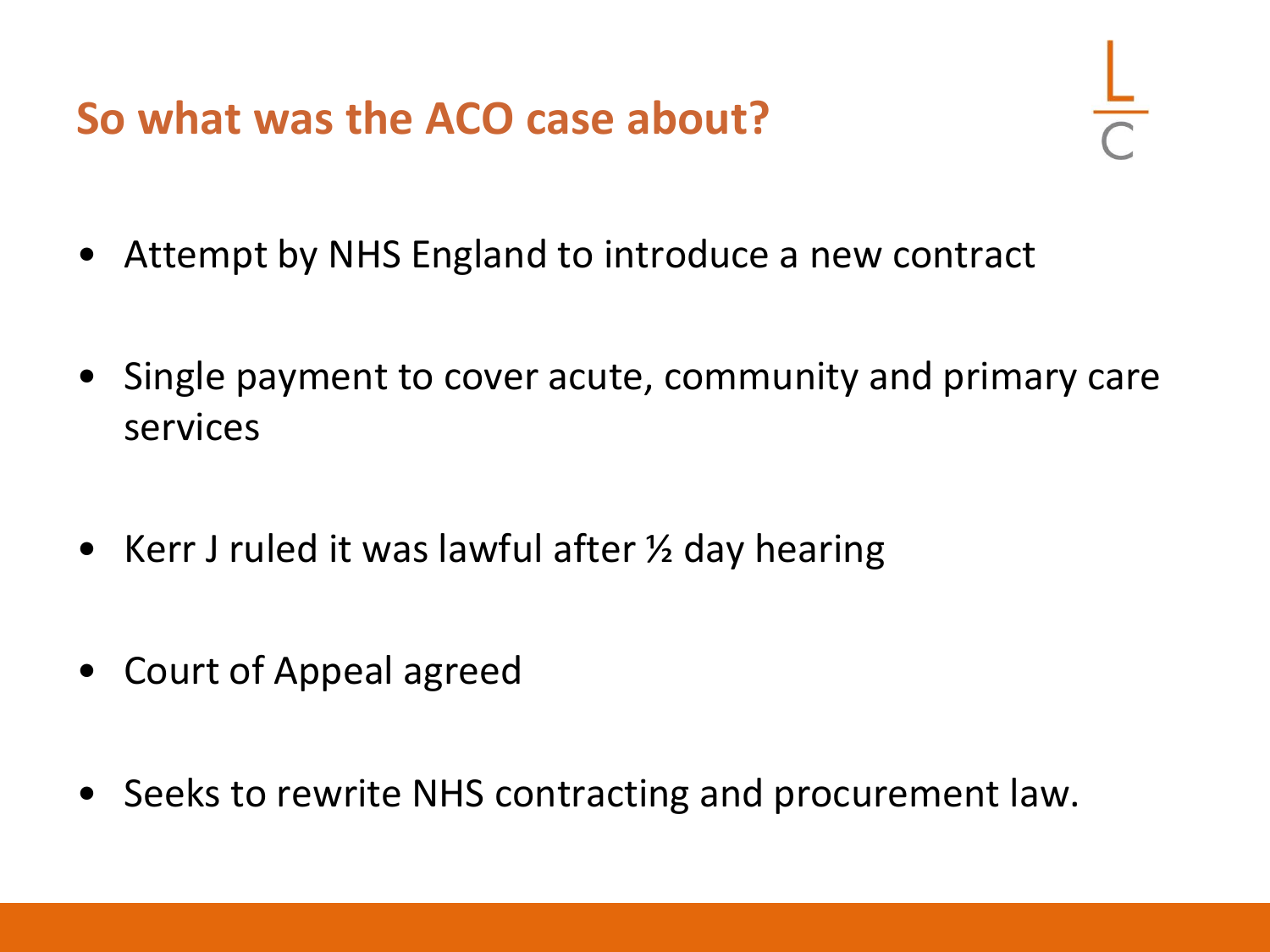## So what was the ACO case about?

- Attempt by NHS England to introduce a new contract
- Single payment to cover acute, community and primary care services
- Kerr J ruled it was lawful after ½ day hearing
- Court of Appeal agreed
- Seeks to rewrite NHS contracting and procurement law.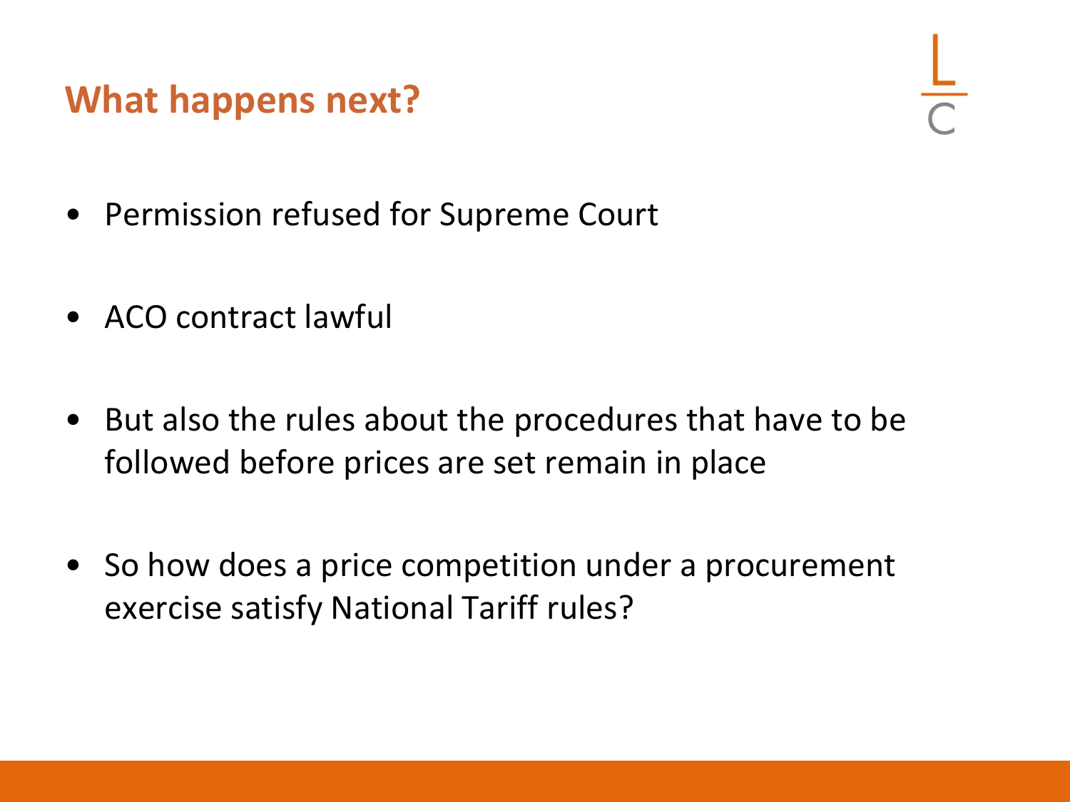# What happens next?

- Permission refused for Supreme Court
- ACO contract lawful
- But also the rules about the procedures that have to be followed before prices are set remain in place
- So how does a price competition under a procurement exercise satisfy National Tariff rules?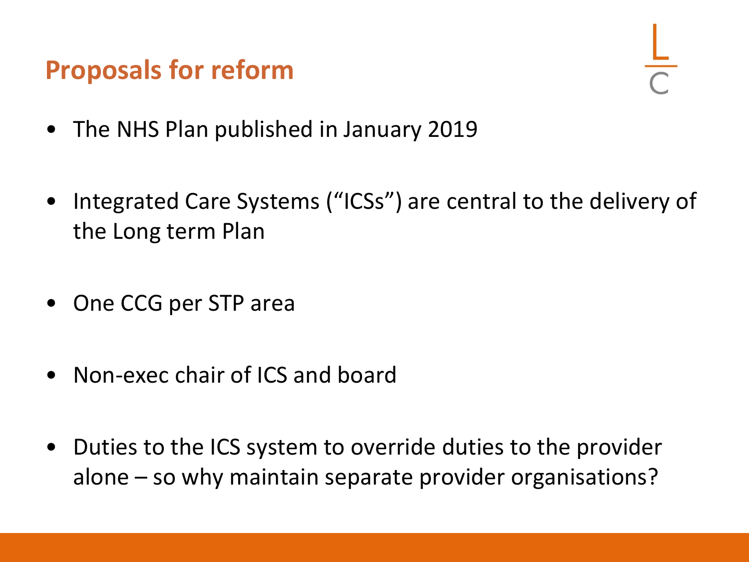# Proposals for reform

- The NHS Plan published in January 2019
- Integrated Care Systems ("ICSs") are central to the delivery of the Long term Plan
- One CCG per STP area
- Non-exec chair of ICS and board
- Duties to the ICS system to override duties to the provider alone – so why maintain separate provider organisations?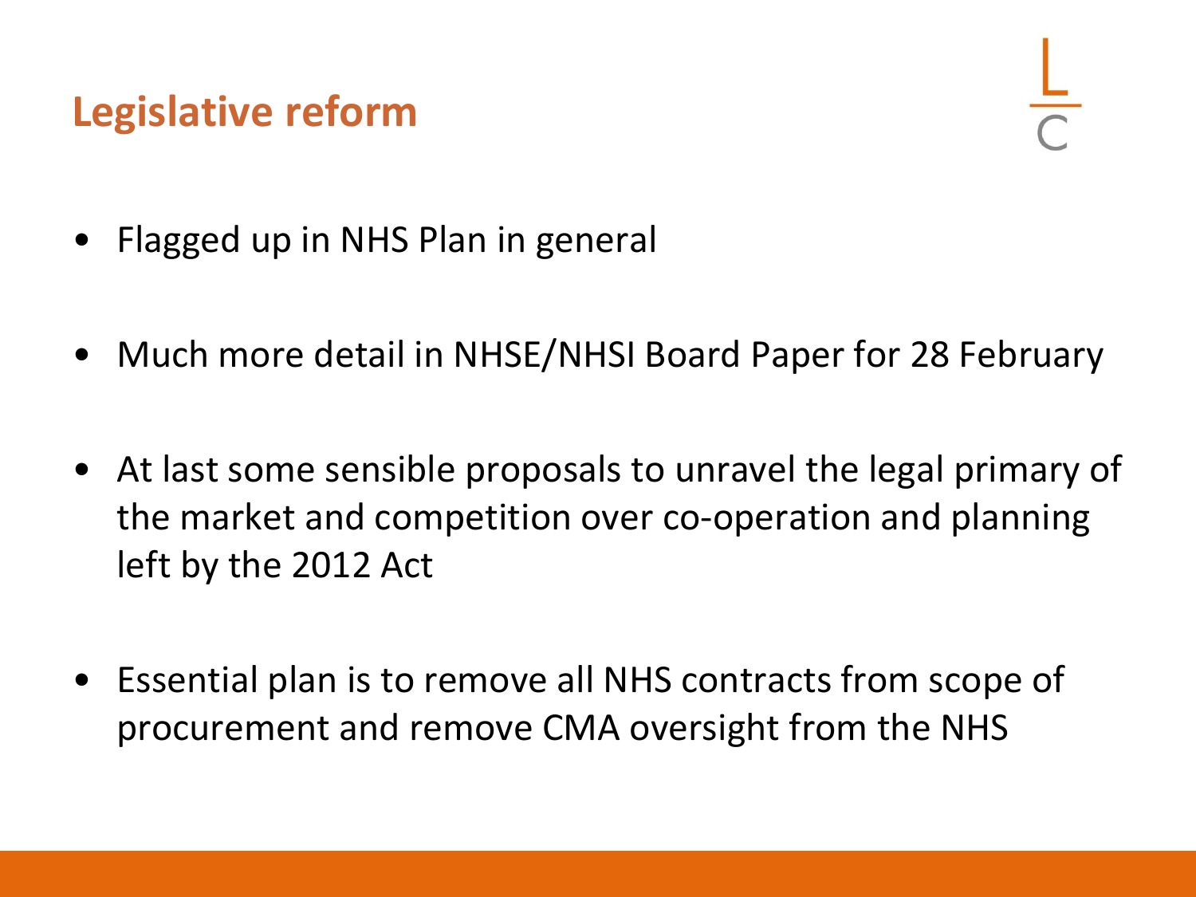# Legislative reform

- Flagged up in NHS Plan in general
- Much more detail in NHSE/NHSI Board Paper for 28 February
- At last some sensible proposals to unravel the legal primary of the market and competition over co-operation and planning left by the 2012 Act
- Essential plan is to remove all NHS contracts from scope of procurement and remove CMA oversight from the NHS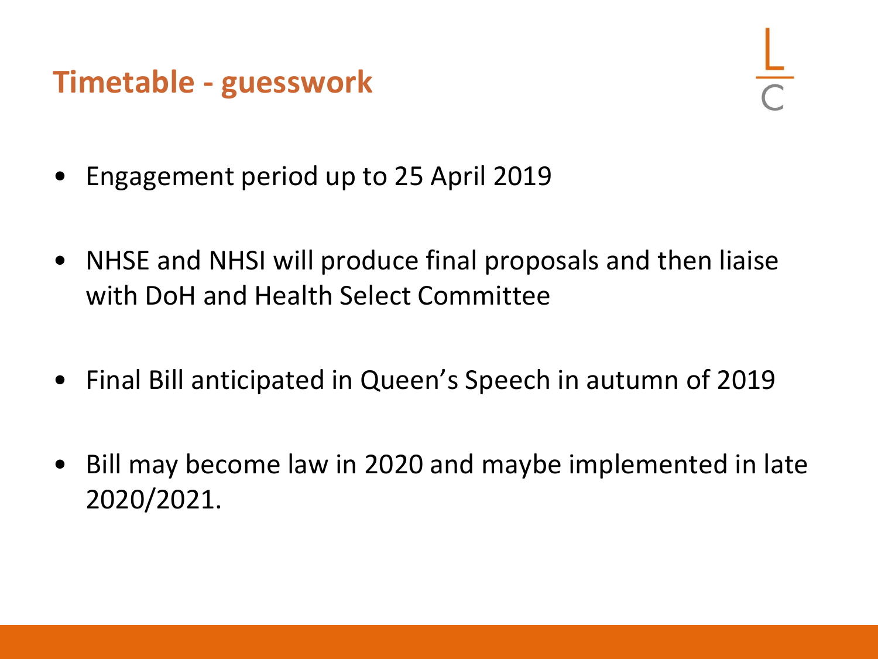## Timetable - guesswork

- Engagement period up to 25 April 2019
- NHSE and NHSI will produce final proposals and then liaise with DoH and Health Select Committee
- Final Bill anticipated in Queen's Speech in autumn of 2019
- Bill may become law in 2020 and maybe implemented in late 2020/2021.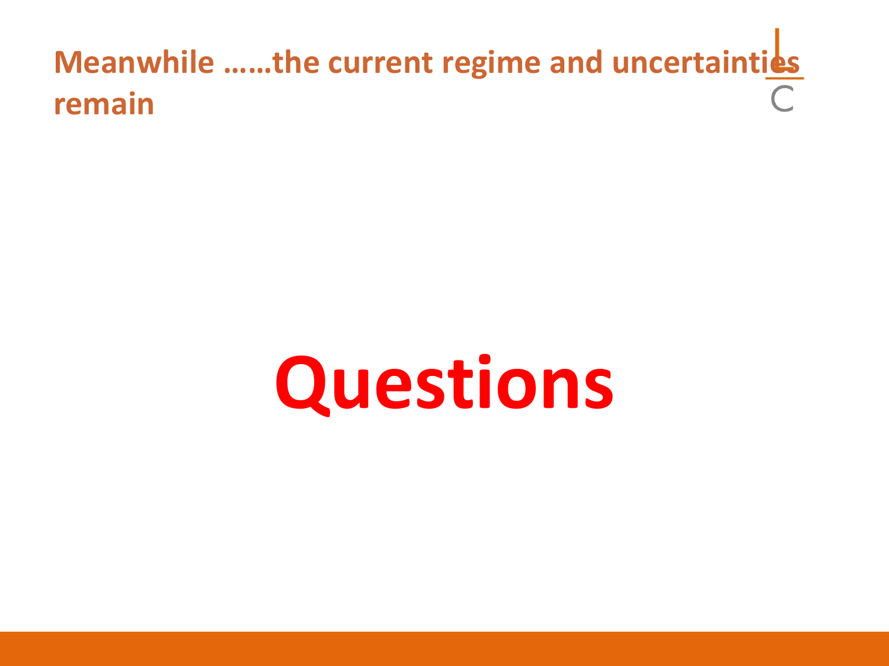# Meanwhile ……the current regime and uncertainties remain

# Questions